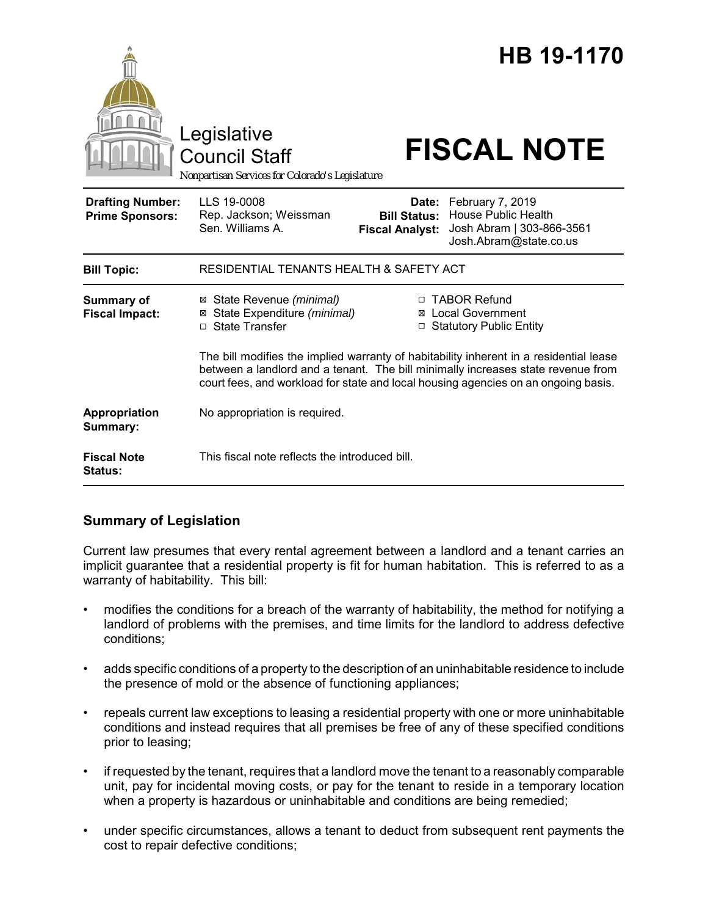# HB 19-1170

Legislative Council Staff

*Nonpartisan Services for Colorado's Legislature*

# FISCAL NOTE

| | | | |
|---|---|---|---|
| **Drafting Number:** | LLS 19-0008 | **Date:** | February 7, 2019 |
| **Prime Sponsors:** | Rep. Jackson; Weissman<br>Sen. Williams A. | **Bill Status:** | House Public Health |
| | | **Fiscal Analyst:** | Josh Abram \| 303-866-3561<br>Josh.Abram@state.co.us |

| | |
|---|---|
| **Bill Topic:** | RESIDENTIAL TENANTS HEALTH & SAFETY ACT |
| **Summary of Fiscal Impact:** | ☒ State Revenue *(minimal)*<br>☒ State Expenditure *(minimal)*<br>☐ State Transfer<br>☐ TABOR Refund<br>☒ Local Government<br>☐ Statutory Public Entity<br><br>The bill modifies the implied warranty of habitability inherent in a residential lease between a landlord and a tenant. The bill minimally increases state revenue from court fees, and workload for state and local housing agencies on an ongoing basis. |
| **Appropriation Summary:** | No appropriation is required. |
| **Fiscal Note Status:** | This fiscal note reflects the introduced bill. |

## Summary of Legislation

Current law presumes that every rental agreement between a landlord and a tenant carries an implicit guarantee that a residential property is fit for human habitation. This is referred to as a warranty of habitability. This bill:

- modifies the conditions for a breach of the warranty of habitability, the method for notifying a landlord of problems with the premises, and time limits for the landlord to address defective conditions;
- adds specific conditions of a property to the description of an uninhabitable residence to include the presence of mold or the absence of functioning appliances;
- repeals current law exceptions to leasing a residential property with one or more uninhabitable conditions and instead requires that all premises be free of any of these specified conditions prior to leasing;
- if requested by the tenant, requires that a landlord move the tenant to a reasonably comparable unit, pay for incidental moving costs, or pay for the tenant to reside in a temporary location when a property is hazardous or uninhabitable and conditions are being remedied;
- under specific circumstances, allows a tenant to deduct from subsequent rent payments the cost to repair defective conditions;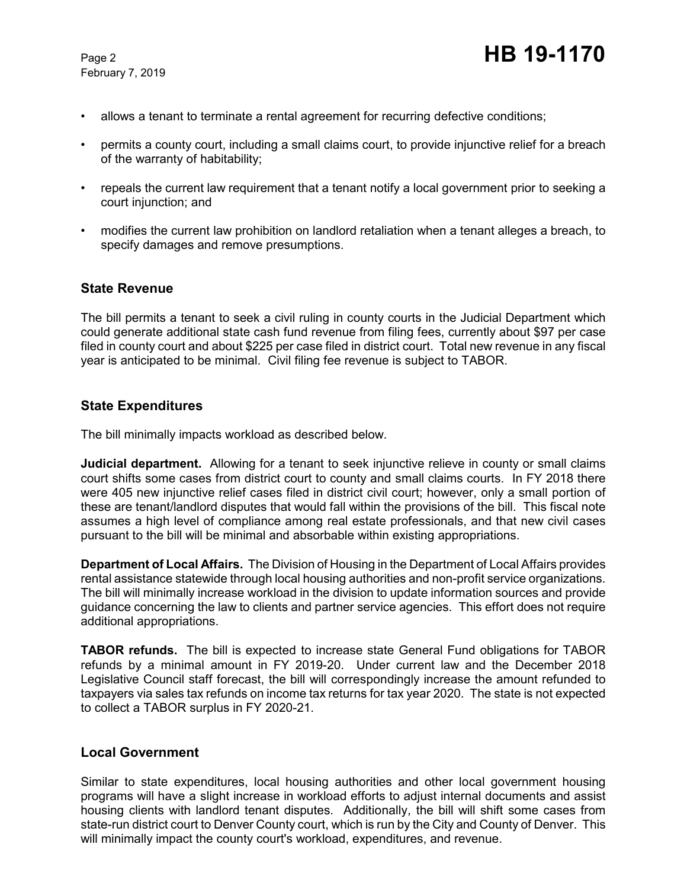- allows a tenant to terminate a rental agreement for recurring defective conditions;
- permits a county court, including a small claims court, to provide injunctive relief for a breach of the warranty of habitability;
- repeals the current law requirement that a tenant notify a local government prior to seeking a court injunction; and
- modifies the current law prohibition on landlord retaliation when a tenant alleges a breach, to specify damages and remove presumptions.

## State Revenue

The bill permits a tenant to seek a civil ruling in county courts in the Judicial Department which could generate additional state cash fund revenue from filing fees, currently about $97 per case filed in county court and about $225 per case filed in district court. Total new revenue in any fiscal year is anticipated to be minimal. Civil filing fee revenue is subject to TABOR.

## State Expenditures

The bill minimally impacts workload as described below.

**Judicial department.** Allowing for a tenant to seek injunctive relieve in county or small claims court shifts some cases from district court to county and small claims courts. In FY 2018 there were 405 new injunctive relief cases filed in district civil court; however, only a small portion of these are tenant/landlord disputes that would fall within the provisions of the bill. This fiscal note assumes a high level of compliance among real estate professionals, and that new civil cases pursuant to the bill will be minimal and absorbable within existing appropriations.

**Department of Local Affairs.** The Division of Housing in the Department of Local Affairs provides rental assistance statewide through local housing authorities and non-profit service organizations. The bill will minimally increase workload in the division to update information sources and provide guidance concerning the law to clients and partner service agencies. This effort does not require additional appropriations.

**TABOR refunds.** The bill is expected to increase state General Fund obligations for TABOR refunds by a minimal amount in FY 2019-20. Under current law and the December 2018 Legislative Council staff forecast, the bill will correspondingly increase the amount refunded to taxpayers via sales tax refunds on income tax returns for tax year 2020. The state is not expected to collect a TABOR surplus in FY 2020-21.

## Local Government

Similar to state expenditures, local housing authorities and other local government housing programs will have a slight increase in workload efforts to adjust internal documents and assist housing clients with landlord tenant disputes. Additionally, the bill will shift some cases from state-run district court to Denver County court, which is run by the City and County of Denver. This will minimally impact the county court's workload, expenditures, and revenue.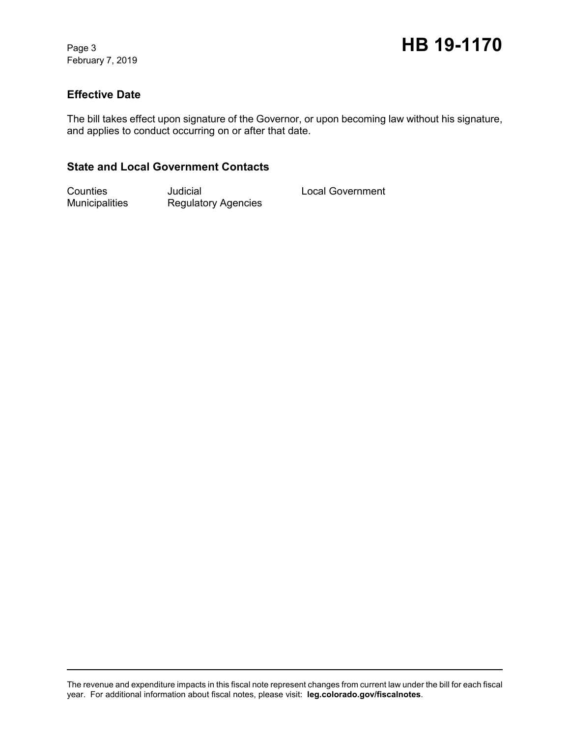## Effective Date

The bill takes effect upon signature of the Governor, or upon becoming law without his signature, and applies to conduct occurring on or after that date.

## State and Local Government Contacts

| | | |
|---|---|---|
| Counties | Judicial | Local Government |
| Municipalities | Regulatory Agencies | |

The revenue and expenditure impacts in this fiscal note represent changes from current law under the bill for each fiscal year. For additional information about fiscal notes, please visit: **leg.colorado.gov/fiscalnotes**.